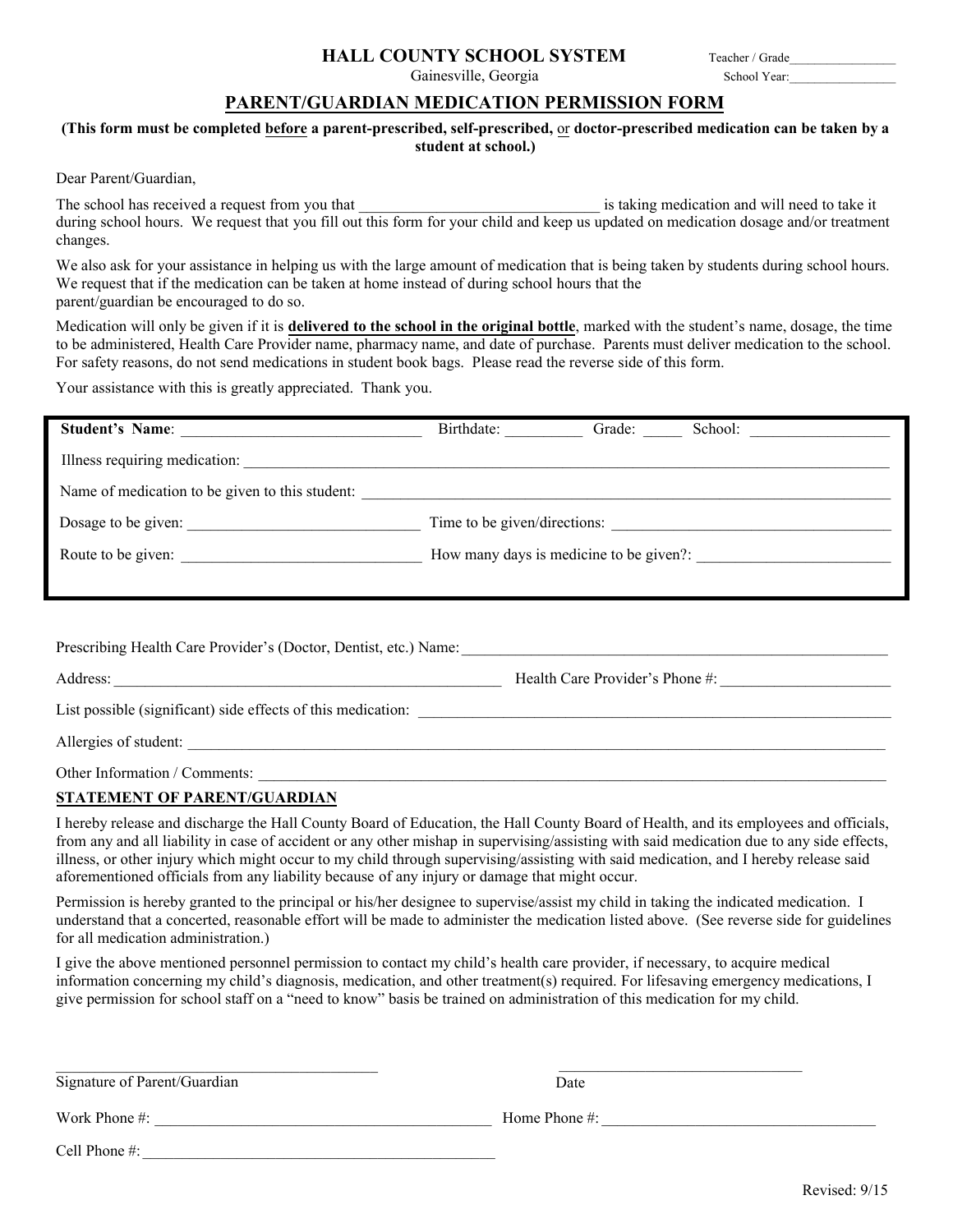# HALL COUNTY SCHOOL SYSTEM

Gainesville, Georgia

Teacher / Grade________________

School Year:________________

## PARENT/GUARDIAN MEDICATION PERMISSION FORM

**(This form must be completed before a parent-prescribed, self-prescribed, or doctor-prescribed medication can be taken by a student at school.)**

Dear Parent/Guardian,

The school has received a request from you that _______________________________ is taking medication and will need to take it during school hours. We request that you fill out this form for your child and keep us updated on medication dosage and/or treatment changes.

We also ask for your assistance in helping us with the large amount of medication that is being taken by students during school hours. We request that if the medication can be taken at home instead of during school hours that the parent/guardian be encouraged to do so.

Medication will only be given if it is **delivered to the school in the original bottle**, marked with the student's name, dosage, the time to be administered, Health Care Provider name, pharmacy name, and date of purchase. Parents must deliver medication to the school. For safety reasons, do not send medications in student book bags. Please read the reverse side of this form.

Your assistance with this is greatly appreciated. Thank you.

**Student's Name**: _______________________________ Birthdate: __________ Grade: _____ School: __________________

Illness requiring medication: ________________________________________________________________________________

Name of medication to be given to this student: ______________________________________________________________

Dosage to be given: ______________________________ Time to be given/directions: ____________________________________

Route to be given: _______________________________ How many days is medicine to be given?: _________________________

Prescribing Health Care Provider's (Doctor, Dentist, etc.) Name: __________________________________________________________

Address: ____________________________________________________ Health Care Provider's Phone #: ______________________

List possible (significant) side effects of this medication: _________________________________________________________________

Allergies of student: _______________________________________________________________________________________________

Other Information / Comments: ______________________________________________________________________________________

**STATEMENT OF PARENT/GUARDIAN**

I hereby release and discharge the Hall County Board of Education, the Hall County Board of Health, and its employees and officials, from any and all liability in case of accident or any other mishap in supervising/assisting with said medication due to any side effects, illness, or other injury which might occur to my child through supervising/assisting with said medication, and I hereby release said aforementioned officials from any liability because of any injury or damage that might occur.

Permission is hereby granted to the principal or his/her designee to supervise/assist my child in taking the indicated medication. I understand that a concerted, reasonable effort will be made to administer the medication listed above. (See reverse side for guidelines for all medication administration.)

I give the above mentioned personnel permission to contact my child's health care provider, if necessary, to acquire medical information concerning my child's diagnosis, medication, and other treatment(s) required. For lifesaving emergency medications, I give permission for school staff on a "need to know" basis be trained on administration of this medication for my child.

________________________________________ ________________________________

Signature of Parent/Guardian Date

Work Phone #: ____________________________________________ Home Phone #: ___________________________________

Cell Phone #: _______________________________________________

Revised: 9/15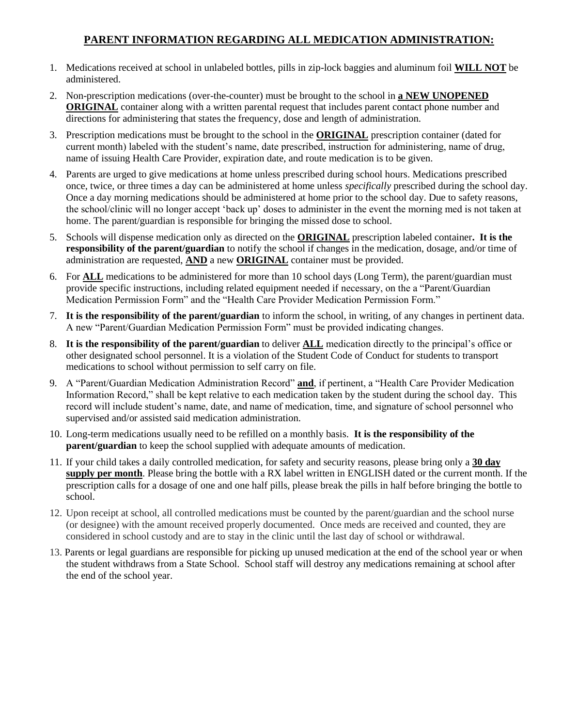## **PARENT INFORMATION REGARDING ALL MEDICATION ADMINISTRATION:**

1. Medications received at school in unlabeled bottles, pills in zip-lock baggies and aluminum foil **WILL NOT** be administered.
2. Non-prescription medications (over-the-counter) must be brought to the school in **a NEW UNOPENED ORIGINAL** container along with a written parental request that includes parent contact phone number and directions for administering that states the frequency, dose and length of administration.
3. Prescription medications must be brought to the school in the **ORIGINAL** prescription container (dated for current month) labeled with the student's name, date prescribed, instruction for administering, name of drug, name of issuing Health Care Provider, expiration date, and route medication is to be given.
4. Parents are urged to give medications at home unless prescribed during school hours. Medications prescribed once, twice, or three times a day can be administered at home unless *specifically* prescribed during the school day. Once a day morning medications should be administered at home prior to the school day. Due to safety reasons, the school/clinic will no longer accept 'back up' doses to administer in the event the morning med is not taken at home. The parent/guardian is responsible for bringing the missed dose to school.
5. Schools will dispense medication only as directed on the **ORIGINAL** prescription labeled container**. It is the responsibility of the parent/guardian** to notify the school if changes in the medication, dosage, and/or time of administration are requested, **AND** a new **ORIGINAL** container must be provided.
6. For **ALL** medications to be administered for more than 10 school days (Long Term), the parent/guardian must provide specific instructions, including related equipment needed if necessary, on the a "Parent/Guardian Medication Permission Form" and the "Health Care Provider Medication Permission Form."
7. **It is the responsibility of the parent/guardian** to inform the school, in writing, of any changes in pertinent data. A new "Parent/Guardian Medication Permission Form" must be provided indicating changes.
8. **It is the responsibility of the parent/guardian** to deliver **ALL** medication directly to the principal's office or other designated school personnel. It is a violation of the Student Code of Conduct for students to transport medications to school without permission to self carry on file.
9. A "Parent/Guardian Medication Administration Record" **and**, if pertinent, a "Health Care Provider Medication Information Record," shall be kept relative to each medication taken by the student during the school day. This record will include student's name, date, and name of medication, time, and signature of school personnel who supervised and/or assisted said medication administration.
10. Long-term medications usually need to be refilled on a monthly basis. **It is the responsibility of the parent/guardian** to keep the school supplied with adequate amounts of medication.
11. If your child takes a daily controlled medication, for safety and security reasons, please bring only a **30 day supply per month**. Please bring the bottle with a RX label written in ENGLISH dated or the current month. If the prescription calls for a dosage of one and one half pills, please break the pills in half before bringing the bottle to school.
12. Upon receipt at school, all controlled medications must be counted by the parent/guardian and the school nurse (or designee) with the amount received properly documented. Once meds are received and counted, they are considered in school custody and are to stay in the clinic until the last day of school or withdrawal.
13. Parents or legal guardians are responsible for picking up unused medication at the end of the school year or when the student withdraws from a State School. School staff will destroy any medications remaining at school after the end of the school year.